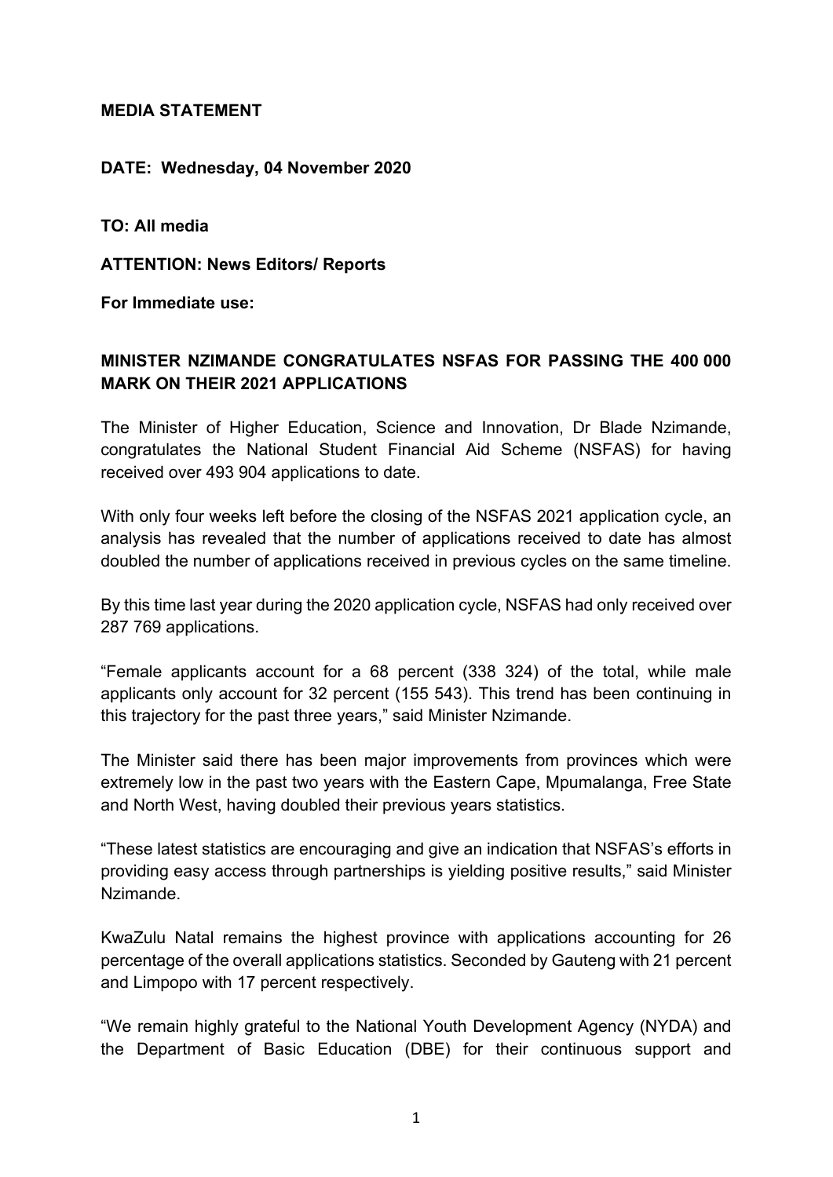**MEDIA STATEMENT**

**DATE: Wednesday, 04 November 2020**

**TO: All media**

**ATTENTION: News Editors/ Reports**

**For Immediate use:**

**MINISTER NZIMANDE CONGRATULATES NSFAS FOR PASSING THE 400 000 MARK ON THEIR 2021 APPLICATIONS**

The Minister of Higher Education, Science and Innovation, Dr Blade Nzimande, congratulates the National Student Financial Aid Scheme (NSFAS) for having received over 493 904 applications to date.

With only four weeks left before the closing of the NSFAS 2021 application cycle, an analysis has revealed that the number of applications received to date has almost doubled the number of applications received in previous cycles on the same timeline.

By this time last year during the 2020 application cycle, NSFAS had only received over 287 769 applications.

"Female applicants account for a 68 percent (338 324) of the total, while male applicants only account for 32 percent (155 543). This trend has been continuing in this trajectory for the past three years," said Minister Nzimande.

The Minister said there has been major improvements from provinces which were extremely low in the past two years with the Eastern Cape, Mpumalanga, Free State and North West, having doubled their previous years statistics.

"These latest statistics are encouraging and give an indication that NSFAS's efforts in providing easy access through partnerships is yielding positive results," said Minister Nzimande.

KwaZulu Natal remains the highest province with applications accounting for 26 percentage of the overall applications statistics. Seconded by Gauteng with 21 percent and Limpopo with 17 percent respectively.

"We remain highly grateful to the National Youth Development Agency (NYDA) and the Department of Basic Education (DBE) for their continuous support and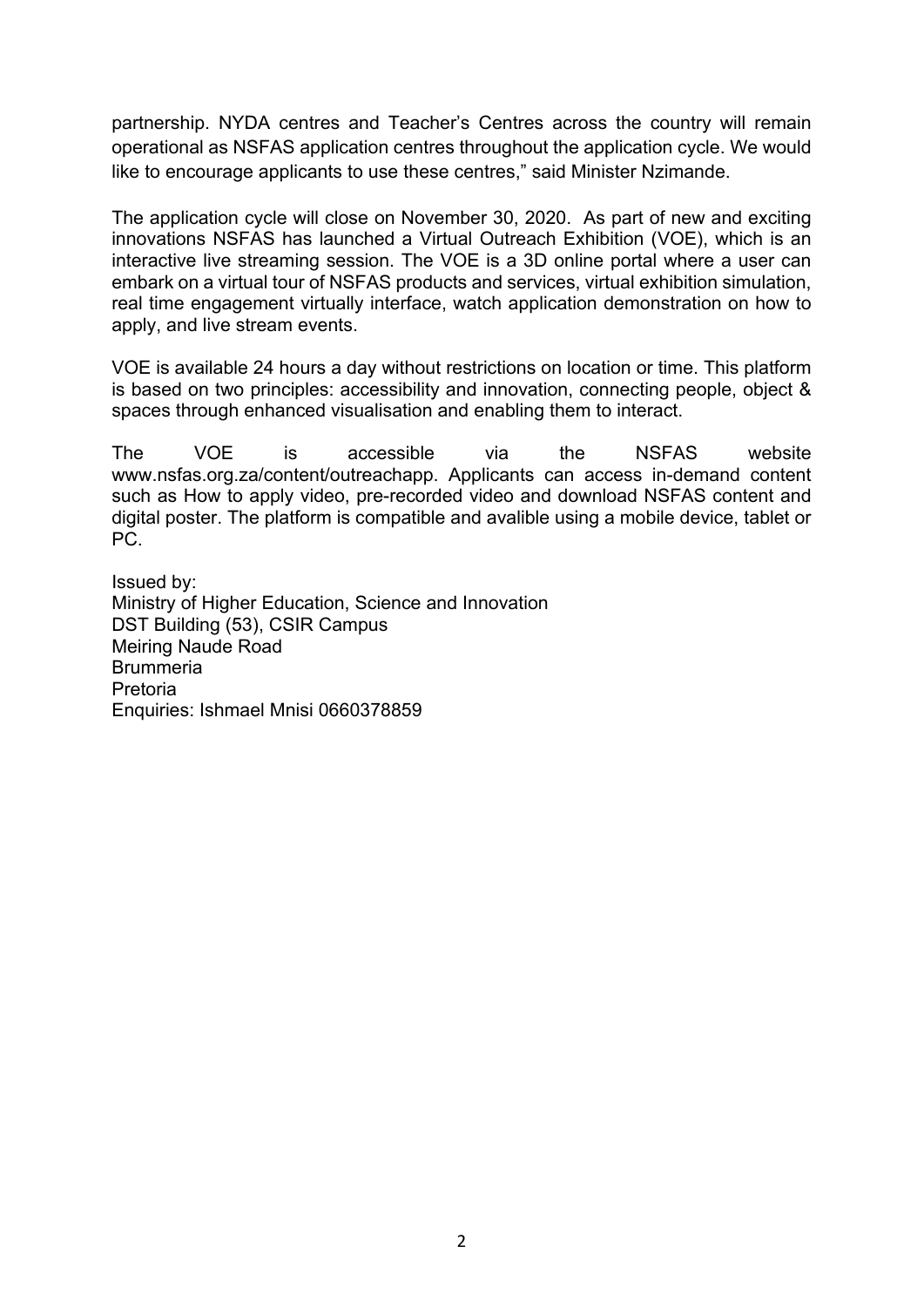partnership. NYDA centres and Teacher's Centres across the country will remain operational as NSFAS application centres throughout the application cycle. We would like to encourage applicants to use these centres," said Minister Nzimande.

The application cycle will close on November 30, 2020. As part of new and exciting innovations NSFAS has launched a Virtual Outreach Exhibition (VOE), which is an interactive live streaming session. The VOE is a 3D online portal where a user can embark on a virtual tour of NSFAS products and services, virtual exhibition simulation, real time engagement virtually interface, watch application demonstration on how to apply, and live stream events.

VOE is available 24 hours a day without restrictions on location or time. This platform is based on two principles: accessibility and innovation, connecting people, object & spaces through enhanced visualisation and enabling them to interact.

The VOE is accessible via the NSFAS website www.nsfas.org.za/content/outreachapp. Applicants can access in-demand content such as How to apply video, pre-recorded video and download NSFAS content and digital poster. The platform is compatible and avalible using a mobile device, tablet or PC.

Issued by:
Ministry of Higher Education, Science and Innovation
DST Building (53), CSIR Campus
Meiring Naude Road
Brummeria
Pretoria
Enquiries: Ishmael Mnisi 0660378859